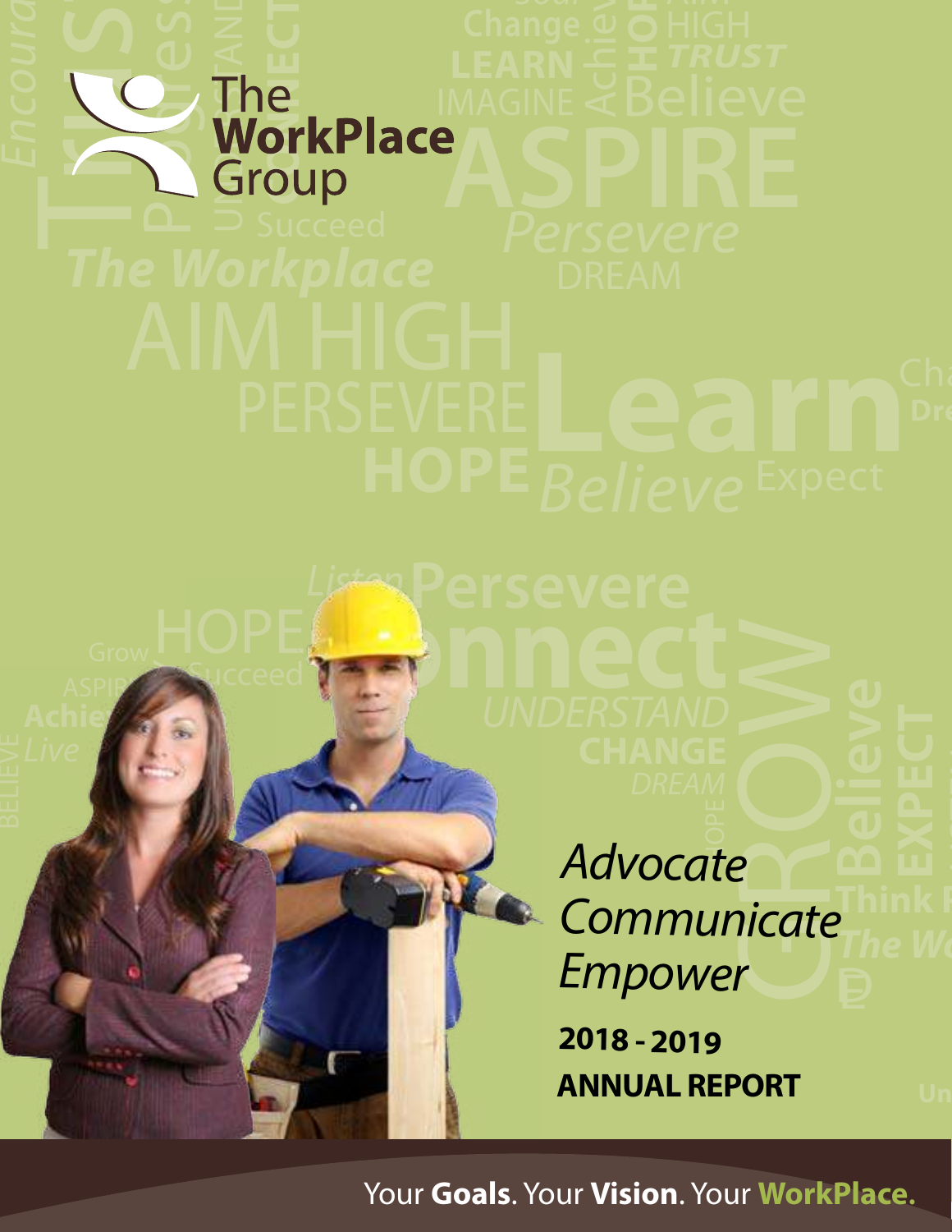The WorkPlace Group

*Advocate*
*Communicate*
*Empower*

**2018 - 2019**
**ANNUAL REPORT**

Your **Goals**. Your **Vision**. Your **WorkPlace.**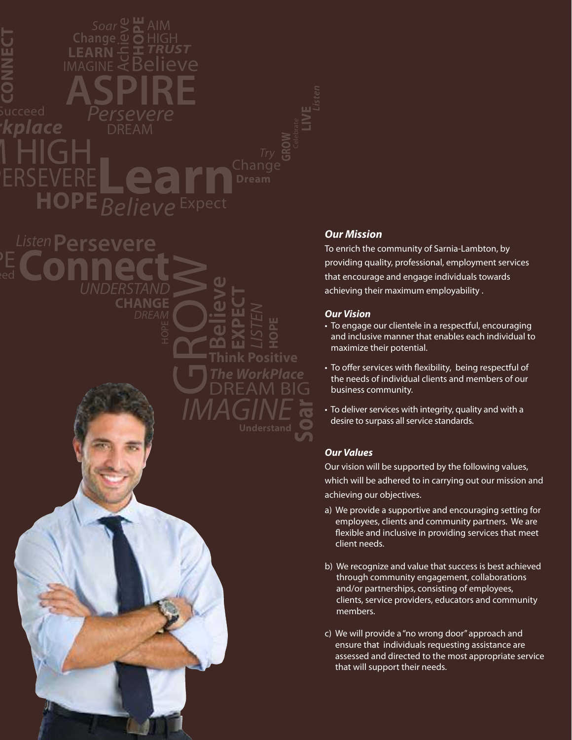### *Our Mission*

To enrich the community of Sarnia-Lambton, by providing quality, professional, employment services that encourage and engage individuals towards achieving their maximum employability .

### *Our Vision*

- To engage our clientele in a respectful, encouraging and inclusive manner that enables each individual to maximize their potential.
- To offer services with flexibility, being respectful of the needs of individual clients and members of our business community.
- To deliver services with integrity, quality and with a desire to surpass all service standards.

### *Our Values*

Our vision will be supported by the following values, which will be adhered to in carrying out our mission and achieving our objectives.

a) We provide a supportive and encouraging setting for employees, clients and community partners. We are flexible and inclusive in providing services that meet client needs.

b) We recognize and value that success is best achieved through community engagement, collaborations and/or partnerships, consisting of employees, clients, service providers, educators and community members.

c) We will provide a "no wrong door" approach and ensure that individuals requesting assistance are assessed and directed to the most appropriate service that will support their needs.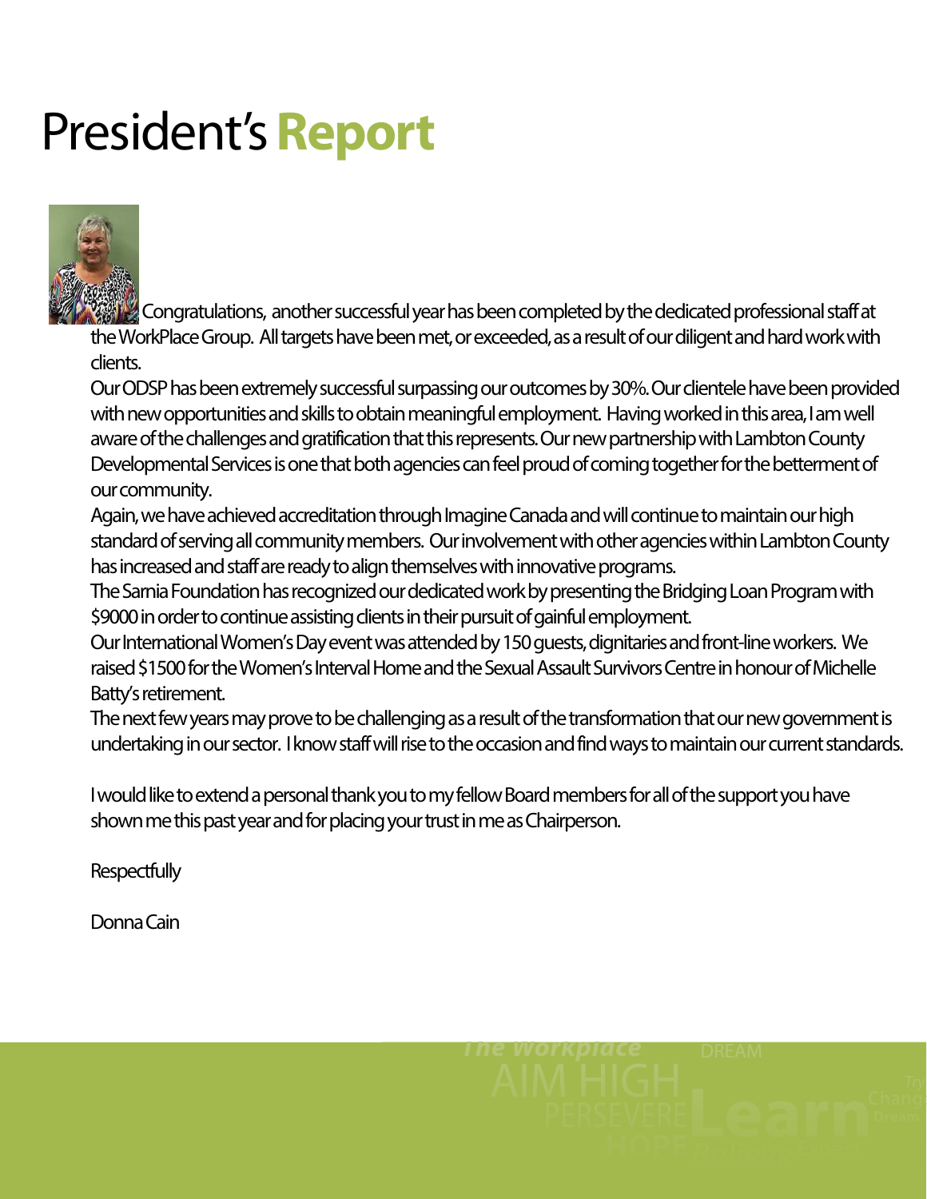# President's **Report**

Congratulations, another successful year has been completed by the dedicated professional staff at the WorkPlace Group. All targets have been met, or exceeded, as a result of our diligent and hard work with clients.

Our ODSP has been extremely successful surpassing our outcomes by 30%. Our clientele have been provided with new opportunities and skills to obtain meaningful employment. Having worked in this area, I am well aware of the challenges and gratification that this represents. Our new partnership with Lambton County Developmental Services is one that both agencies can feel proud of coming together for the betterment of our community.

Again, we have achieved accreditation through Imagine Canada and will continue to maintain our high standard of serving all community members. Our involvement with other agencies within Lambton County has increased and staff are ready to align themselves with innovative programs.

The Sarnia Foundation has recognized our dedicated work by presenting the Bridging Loan Program with $9000 in order to continue assisting clients in their pursuit of gainful employment.

Our International Women's Day event was attended by 150 guests, dignitaries and front-line workers. We raised $1500 for the Women's Interval Home and the Sexual Assault Survivors Centre in honour of Michelle Batty's retirement.

The next few years may prove to be challenging as a result of the transformation that our new government is undertaking in our sector. I know staff will rise to the occasion and find ways to maintain our current standards.

I would like to extend a personal thank you to my fellow Board members for all of the support you have shown me this past year and for placing your trust in me as Chairperson.

Respectfully

Donna Cain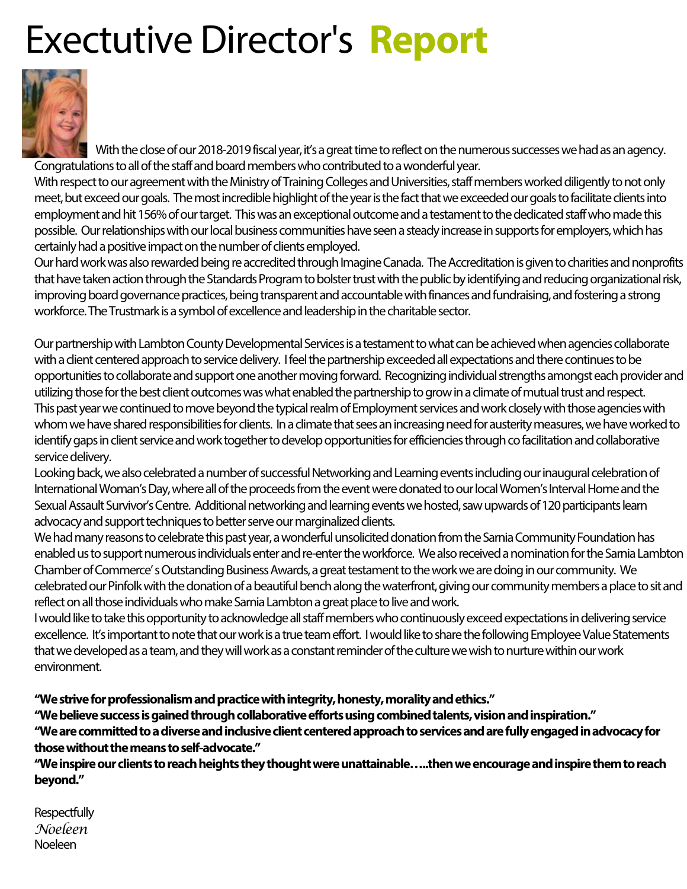# Executive Director's **Report**

With the close of our 2018-2019 fiscal year, it's a great time to reflect on the numerous successes we had as an agency. Congratulations to all of the staff and board members who contributed to a wonderful year.

With respect to our agreement with the Ministry of Training Colleges and Universities, staff members worked diligently to not only meet, but exceed our goals. The most incredible highlight of the year is the fact that we exceeded our goals to facilitate clients into employment and hit 156% of our target. This was an exceptional outcome and a testament to the dedicated staff who made this possible. Our relationships with our local business communities have seen a steady increase in supports for employers, which has certainly had a positive impact on the number of clients employed.

Our hard work was also rewarded being re accredited through Imagine Canada. The Accreditation is given to charities and nonprofits that have taken action through the Standards Program to bolster trust with the public by identifying and reducing organizational risk, improving board governance practices, being transparent and accountable with finances and fundraising, and fostering a strong workforce. The Trustmark is a symbol of excellence and leadership in the charitable sector.

Our partnership with Lambton County Developmental Services is a testament to what can be achieved when agencies collaborate with a client centered approach to service delivery. I feel the partnership exceeded all expectations and there continues to be opportunities to collaborate and support one another moving forward. Recognizing individual strengths amongst each provider and utilizing those for the best client outcomes was what enabled the partnership to grow in a climate of mutual trust and respect.

This past year we continued to move beyond the typical realm of Employment services and work closely with those agencies with whom we have shared responsibilities for clients. In a climate that sees an increasing need for austerity measures, we have worked to identify gaps in client service and work together to develop opportunities for efficiencies through co facilitation and collaborative service delivery.

Looking back, we also celebrated a number of successful Networking and Learning events including our inaugural celebration of International Woman's Day, where all of the proceeds from the event were donated to our local Women's Interval Home and the Sexual Assault Survivor's Centre. Additional networking and learning events we hosted, saw upwards of 120 participants learn advocacy and support techniques to better serve our marginalized clients.

We had many reasons to celebrate this past year, a wonderful unsolicited donation from the Sarnia Community Foundation has enabled us to support numerous individuals enter and re-enter the workforce. We also received a nomination for the Sarnia Lambton Chamber of Commerce' s Outstanding Business Awards, a great testament to the work we are doing in our community. We celebrated our Pinfolk with the donation of a beautiful bench along the waterfront, giving our community members a place to sit and reflect on all those individuals who make Sarnia Lambton a great place to live and work.

I would like to take this opportunity to acknowledge all staff members who continuously exceed expectations in delivering service excellence. It's important to note that our work is a true team effort. I would like to share the following Employee Value Statements that we developed as a team, and they will work as a constant reminder of the culture we wish to nurture within our work environment.

**"We strive for professionalism and practice with integrity, honesty, morality and ethics."**
**"We believe success is gained through collaborative efforts using combined talents, vision and inspiration."**
**"We are committed to a diverse and inclusive client centered approach to services and are fully engaged in advocacy for those without the means to self-advocate."**
**"We inspire our clients to reach heights they thought were unattainable…...then we encourage and inspire them to reach beyond."**

Respectfully
*Noeleen*
Noeleen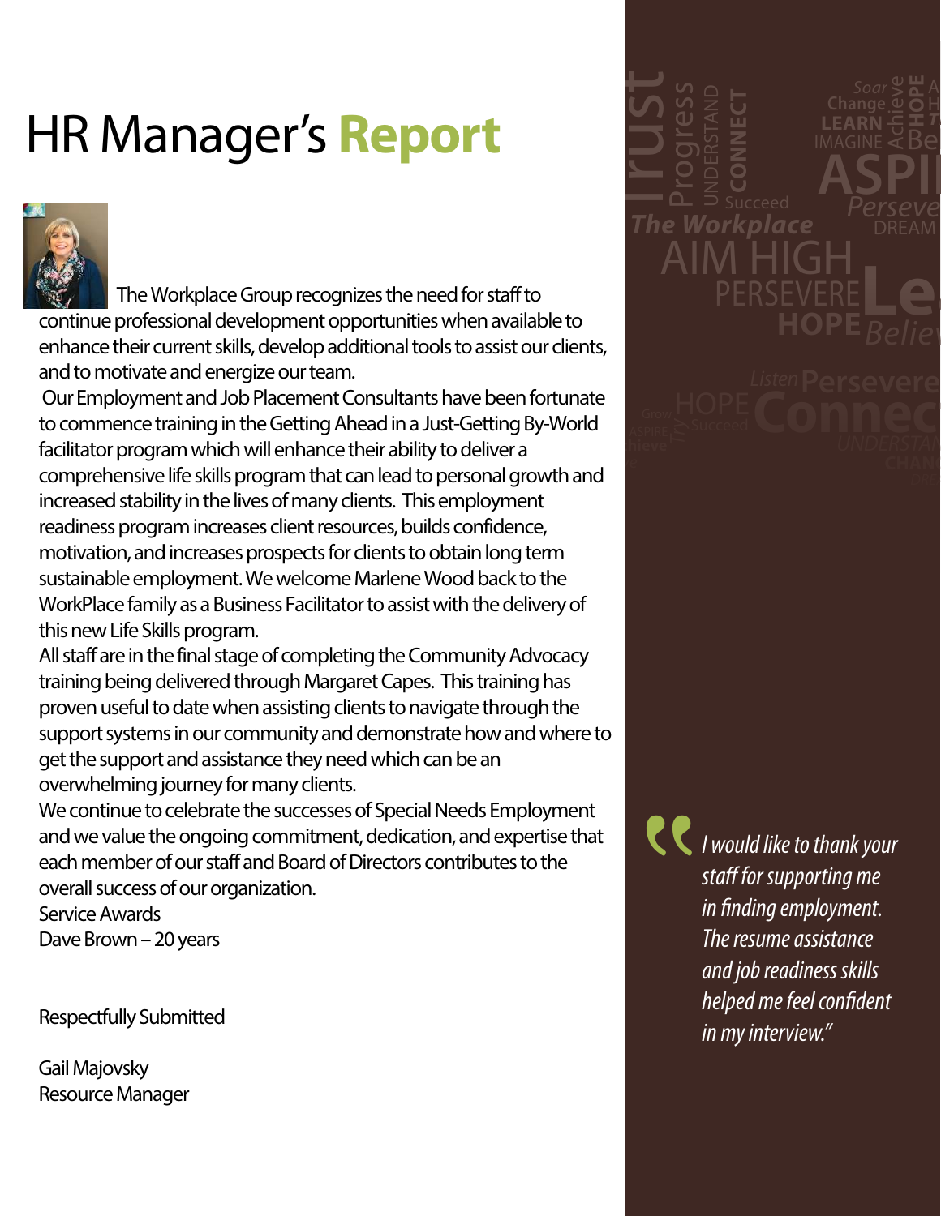# HR Manager's **Report**

The Workplace Group recognizes the need for staff to continue professional development opportunities when available to enhance their current skills, develop additional tools to assist our clients, and to motivate and energize our team.

Our Employment and Job Placement Consultants have been fortunate to commence training in the Getting Ahead in a Just-Getting By-World facilitator program which will enhance their ability to deliver a comprehensive life skills program that can lead to personal growth and increased stability in the lives of many clients. This employment readiness program increases client resources, builds confidence, motivation, and increases prospects for clients to obtain long term sustainable employment. We welcome Marlene Wood back to the WorkPlace family as a Business Facilitator to assist with the delivery of this new Life Skills program.

All staff are in the final stage of completing the Community Advocacy training being delivered through Margaret Capes. This training has proven useful to date when assisting clients to navigate through the support systems in our community and demonstrate how and where to get the support and assistance they need which can be an overwhelming journey for many clients.

We continue to celebrate the successes of Special Needs Employment and we value the ongoing commitment, dedication, and expertise that each member of our staff and Board of Directors contributes to the overall success of our organization.

Service Awards

Dave Brown – 20 years

Respectfully Submitted

Gail Majovsky
Resource Manager

*"I would like to thank your staff for supporting me in finding employment. The resume assistance and job readiness skills helped me feel confident in my interview."*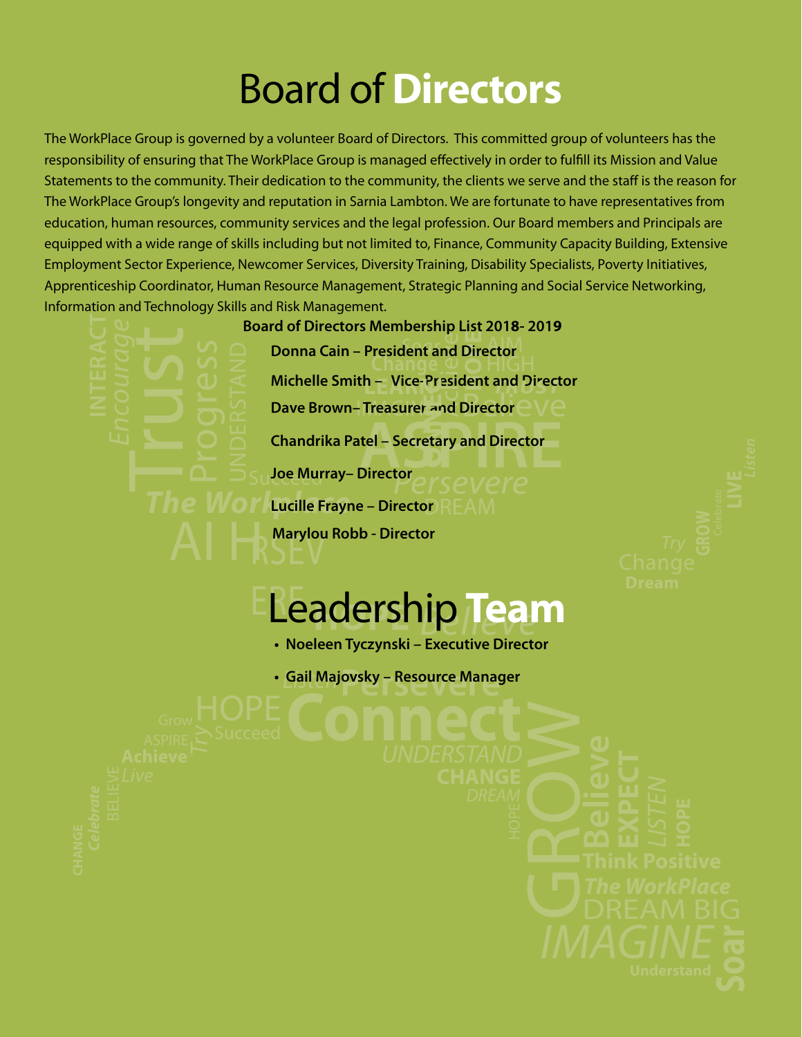# Board of **Directors**

The WorkPlace Group is governed by a volunteer Board of Directors. This committed group of volunteers has the responsibility of ensuring that The WorkPlace Group is managed effectively in order to fulfill its Mission and Value Statements to the community. Their dedication to the community, the clients we serve and the staff is the reason for The WorkPlace Group's longevity and reputation in Sarnia Lambton. We are fortunate to have representatives from education, human resources, community services and the legal profession. Our Board members and Principals are equipped with a wide range of skills including but not limited to, Finance, Community Capacity Building, Extensive Employment Sector Experience, Newcomer Services, Diversity Training, Disability Specialists, Poverty Initiatives, Apprenticeship Coordinator, Human Resource Management, Strategic Planning and Social Service Networking, Information and Technology Skills and Risk Management.

**Board of Directors Membership List 2018- 2019**

**Donna Cain – President and Director**

**Michelle Smith – Vice-President and Director**

**Dave Brown– Treasurer and Director**

**Chandrika Patel – Secretary and Director**

**Joe Murray– Director**

**Lucille Frayne – Director**

**Marylou Robb - Director**

# Leadership **Team**

- **Noeleen Tyczynski – Executive Director**
- **Gail Majovsky – Resource Manager**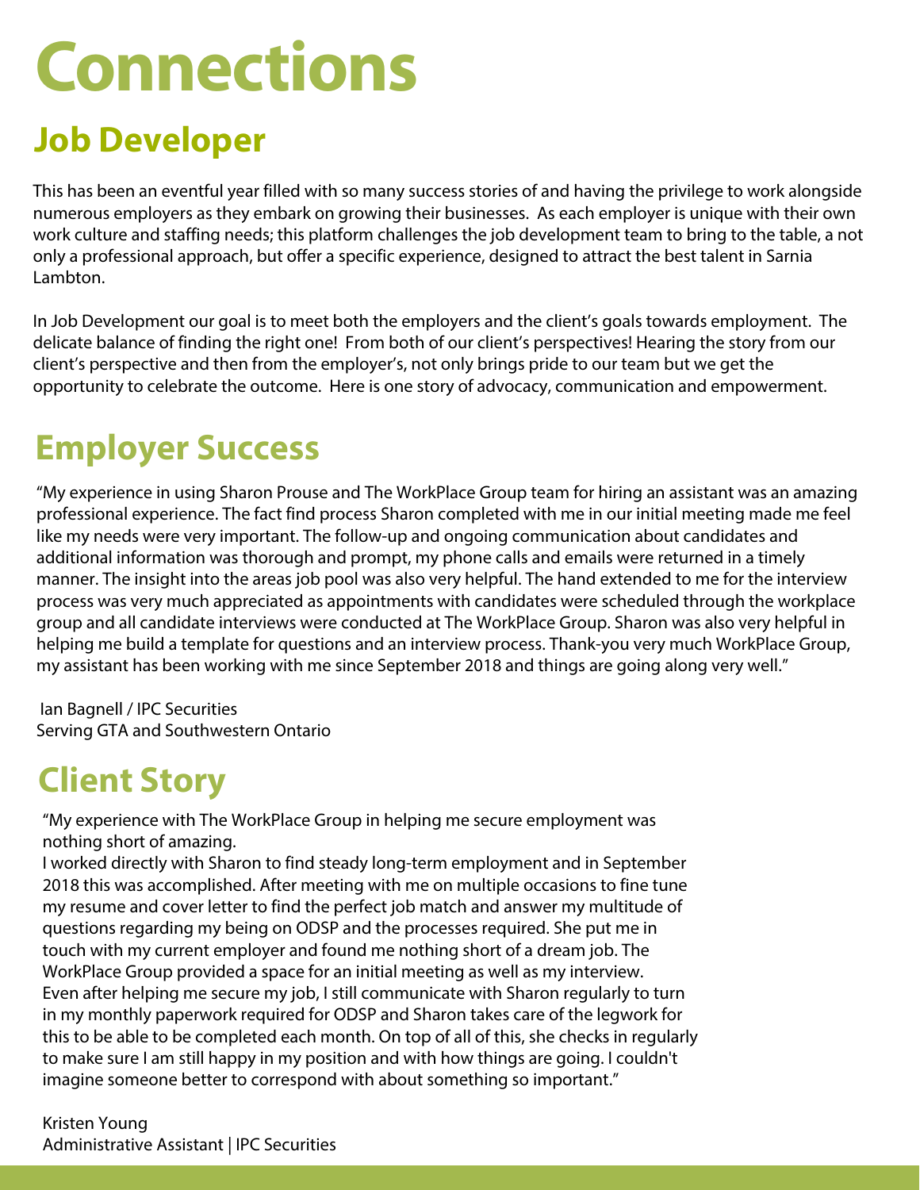# Connections

## Job Developer

This has been an eventful year filled with so many success stories of and having the privilege to work alongside numerous employers as they embark on growing their businesses. As each employer is unique with their own work culture and staffing needs; this platform challenges the job development team to bring to the table, a not only a professional approach, but offer a specific experience, designed to attract the best talent in Sarnia Lambton.

In Job Development our goal is to meet both the employers and the client's goals towards employment. The delicate balance of finding the right one! From both of our client's perspectives! Hearing the story from our client's perspective and then from the employer's, not only brings pride to our team but we get the opportunity to celebrate the outcome. Here is one story of advocacy, communication and empowerment.

## Employer Success

"My experience in using Sharon Prouse and The WorkPlace Group team for hiring an assistant was an amazing professional experience. The fact find process Sharon completed with me in our initial meeting made me feel like my needs were very important. The follow-up and ongoing communication about candidates and additional information was thorough and prompt, my phone calls and emails were returned in a timely manner. The insight into the areas job pool was also very helpful. The hand extended to me for the interview process was very much appreciated as appointments with candidates were scheduled through the workplace group and all candidate interviews were conducted at The WorkPlace Group. Sharon was also very helpful in helping me build a template for questions and an interview process. Thank-you very much WorkPlace Group, my assistant has been working with me since September 2018 and things are going along very well."

Ian Bagnell / IPC Securities
Serving GTA and Southwestern Ontario

## Client Story

"My experience with The WorkPlace Group in helping me secure employment was nothing short of amazing.
I worked directly with Sharon to find steady long-term employment and in September 2018 this was accomplished. After meeting with me on multiple occasions to fine tune my resume and cover letter to find the perfect job match and answer my multitude of questions regarding my being on ODSP and the processes required. She put me in touch with my current employer and found me nothing short of a dream job. The WorkPlace Group provided a space for an initial meeting as well as my interview. Even after helping me secure my job, I still communicate with Sharon regularly to turn in my monthly paperwork required for ODSP and Sharon takes care of the legwork for this to be able to be completed each month. On top of all of this, she checks in regularly to make sure I am still happy in my position and with how things are going. I couldn't imagine someone better to correspond with about something so important."

Kristen Young
Administrative Assistant | IPC Securities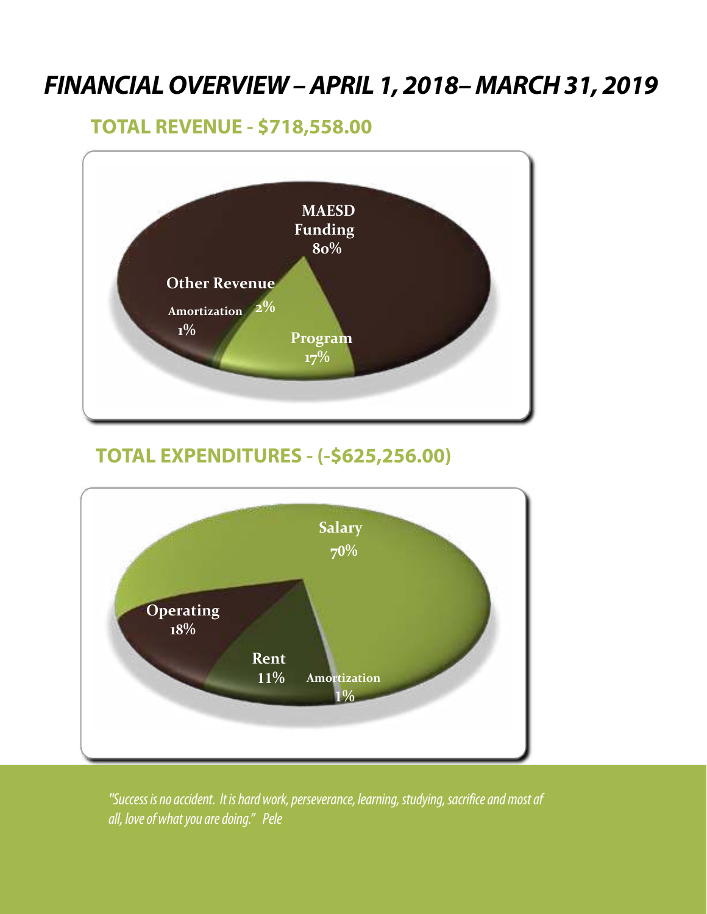# FINANCIAL OVERVIEW – APRIL 1, 2018– MARCH 31, 2019

## TOTAL REVENUE - $718,558.00

MAESD Funding 80%

Other Revenue 2%

Amortization 1%

Program 17%

## TOTAL EXPENDITURES - (-$625,256.00)

Salary 70%

Operating 18%

Rent 11%

Amortization 1%

*"Success is no accident. It is hard work, perseverance, learning, studying, sacrifice and most af all, love of what you are doing." Pele*